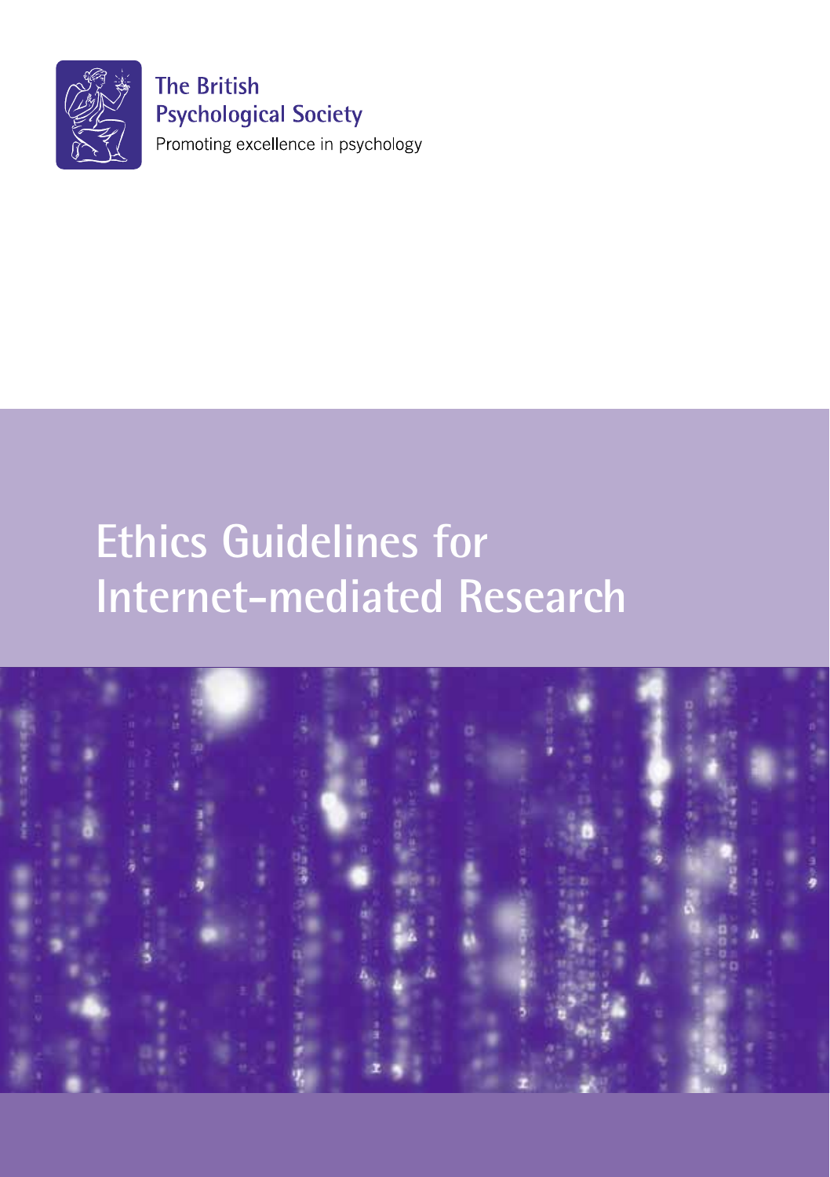The British Psychological Society

Promoting excellence in psychology

# Ethics Guidelines for Internet-mediated Research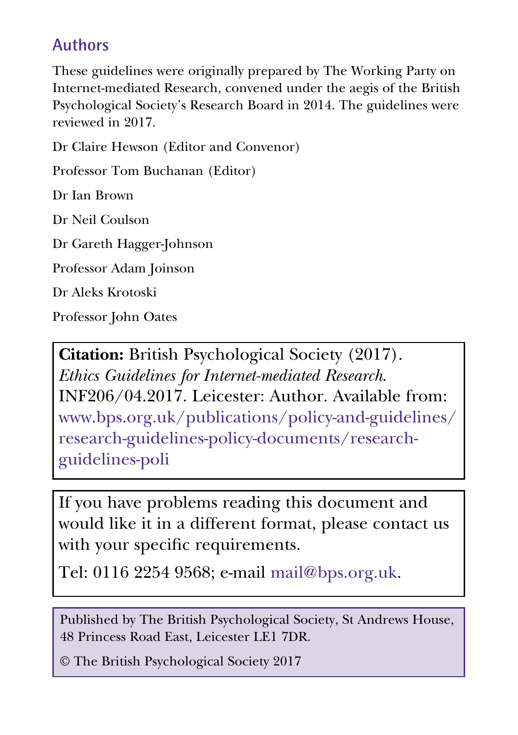## Authors

These guidelines were originally prepared by The Working Party on Internet-mediated Research, convened under the aegis of the British Psychological Society's Research Board in 2014. The guidelines were reviewed in 2017.

Dr Claire Hewson (Editor and Convenor)

Professor Tom Buchanan (Editor)

Dr Ian Brown

Dr Neil Coulson

Dr Gareth Hagger-Johnson

Professor Adam Joinson

Dr Aleks Krotoski

Professor John Oates

**Citation:** British Psychological Society (2017). *Ethics Guidelines for Internet-mediated Research.* INF206/04.2017. Leicester: Author. Available from: www.bps.org.uk/publications/policy-and-guidelines/research-guidelines-policy-documents/research-guidelines-poli

If you have problems reading this document and would like it in a different format, please contact us with your specific requirements.

Tel: 0116 2254 9568; e-mail mail@bps.org.uk.

Published by The British Psychological Society, St Andrews House, 48 Princess Road East, Leicester LE1 7DR.

© The British Psychological Society 2017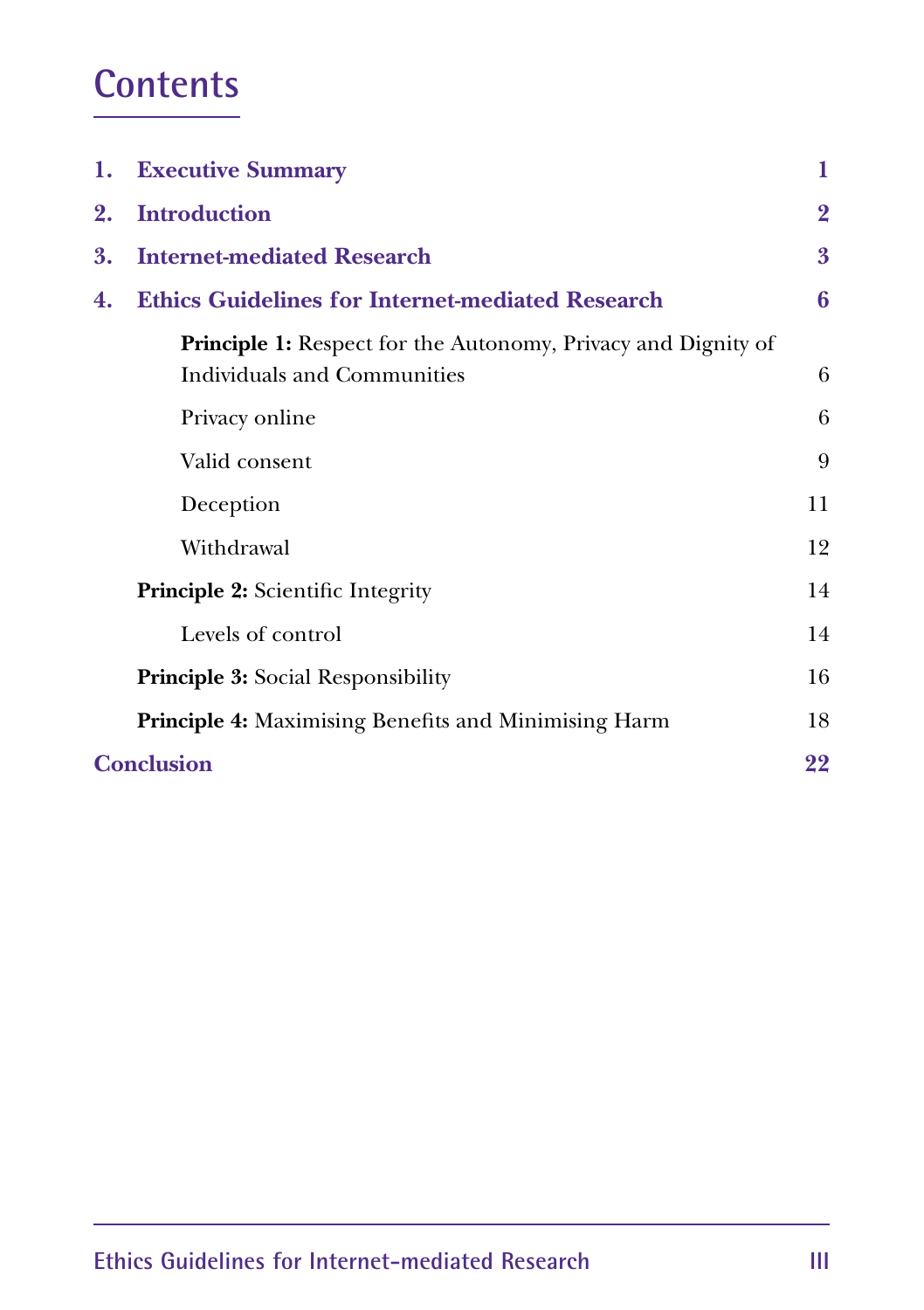# Contents

| | | |
|---|---|---|
| **1.** | **Executive Summary** | **1** |
| **2.** | **Introduction** | **2** |
| **3.** | **Internet-mediated Research** | **3** |
| **4.** | **Ethics Guidelines for Internet-mediated Research** | **6** |
| | **Principle 1:** Respect for the Autonomy, Privacy and Dignity of Individuals and Communities | 6 |
| | Privacy online | 6 |
| | Valid consent | 9 |
| | Deception | 11 |
| | Withdrawal | 12 |
| | **Principle 2:** Scientific Integrity | 14 |
| | Levels of control | 14 |
| | **Principle 3:** Social Responsibility | 16 |
| | **Principle 4:** Maximising Benefits and Minimising Harm | 18 |
| **Conclusion** | | **22** |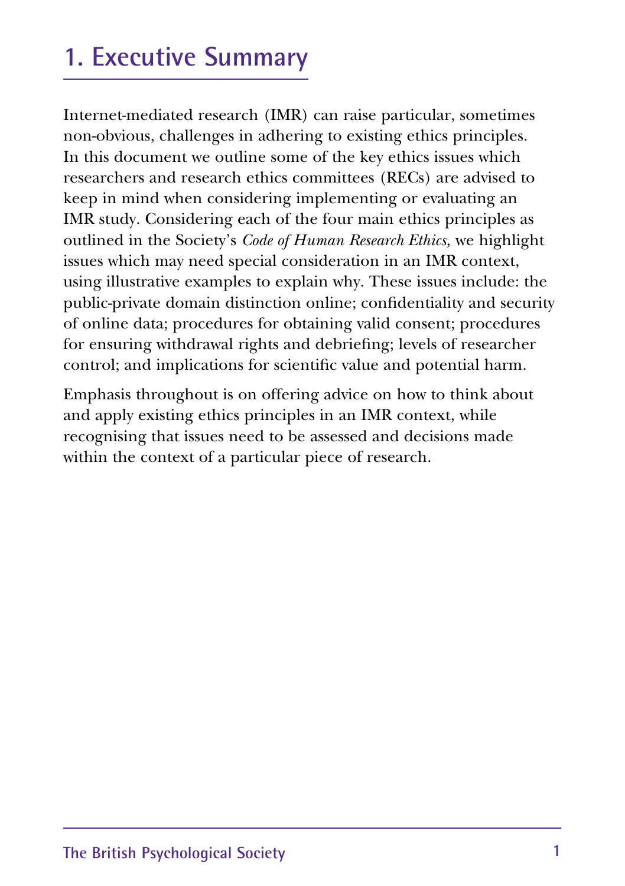# 1. Executive Summary

Internet-mediated research (IMR) can raise particular, sometimes non-obvious, challenges in adhering to existing ethics principles. In this document we outline some of the key ethics issues which researchers and research ethics committees (RECs) are advised to keep in mind when considering implementing or evaluating an IMR study. Considering each of the four main ethics principles as outlined in the Society's *Code of Human Research Ethics,* we highlight issues which may need special consideration in an IMR context, using illustrative examples to explain why. These issues include: the public-private domain distinction online; confidentiality and security of online data; procedures for obtaining valid consent; procedures for ensuring withdrawal rights and debriefing; levels of researcher control; and implications for scientific value and potential harm.

Emphasis throughout is on offering advice on how to think about and apply existing ethics principles in an IMR context, while recognising that issues need to be assessed and decisions made within the context of a particular piece of research.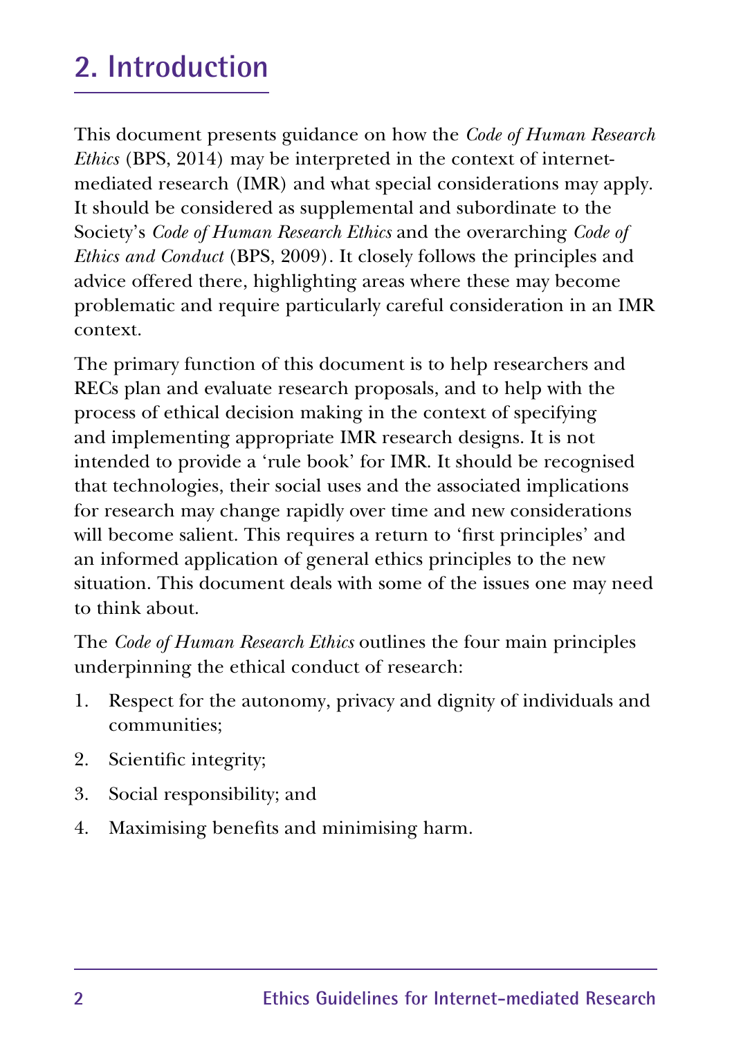## 2. Introduction

This document presents guidance on how the *Code of Human Research Ethics* (BPS, 2014) may be interpreted in the context of internet-mediated research (IMR) and what special considerations may apply. It should be considered as supplemental and subordinate to the Society's *Code of Human Research Ethics* and the overarching *Code of Ethics and Conduct* (BPS, 2009). It closely follows the principles and advice offered there, highlighting areas where these may become problematic and require particularly careful consideration in an IMR context.

The primary function of this document is to help researchers and RECs plan and evaluate research proposals, and to help with the process of ethical decision making in the context of specifying and implementing appropriate IMR research designs. It is not intended to provide a 'rule book' for IMR. It should be recognised that technologies, their social uses and the associated implications for research may change rapidly over time and new considerations will become salient. This requires a return to 'first principles' and an informed application of general ethics principles to the new situation. This document deals with some of the issues one may need to think about.

The *Code of Human Research Ethics* outlines the four main principles underpinning the ethical conduct of research:

1. Respect for the autonomy, privacy and dignity of individuals and communities;
2. Scientific integrity;
3. Social responsibility; and
4. Maximising benefits and minimising harm.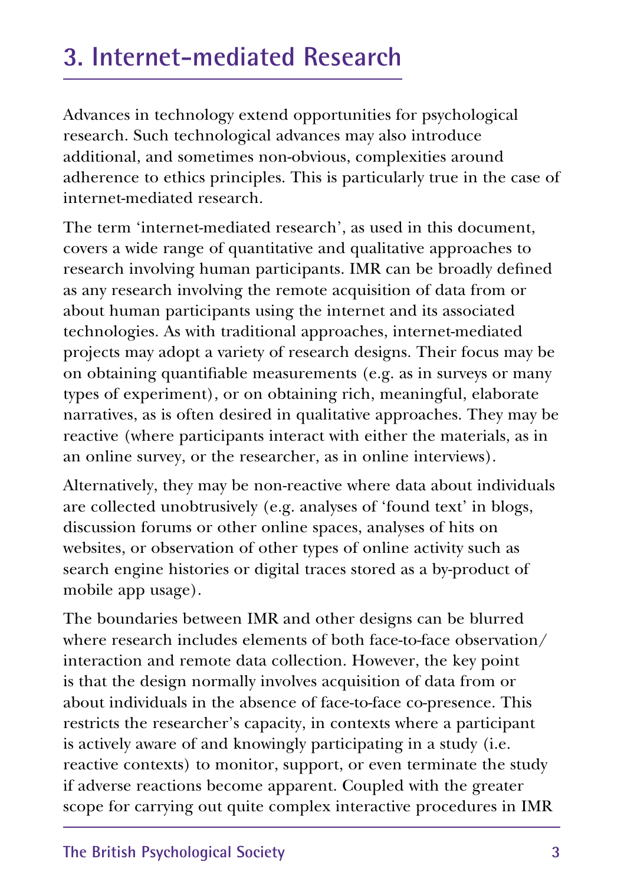## 3. Internet-mediated Research

Advances in technology extend opportunities for psychological research. Such technological advances may also introduce additional, and sometimes non-obvious, complexities around adherence to ethics principles. This is particularly true in the case of internet-mediated research.

The term 'internet-mediated research', as used in this document, covers a wide range of quantitative and qualitative approaches to research involving human participants. IMR can be broadly defined as any research involving the remote acquisition of data from or about human participants using the internet and its associated technologies. As with traditional approaches, internet-mediated projects may adopt a variety of research designs. Their focus may be on obtaining quantifiable measurements (e.g. as in surveys or many types of experiment), or on obtaining rich, meaningful, elaborate narratives, as is often desired in qualitative approaches. They may be reactive (where participants interact with either the materials, as in an online survey, or the researcher, as in online interviews).

Alternatively, they may be non-reactive where data about individuals are collected unobtrusively (e.g. analyses of 'found text' in blogs, discussion forums or other online spaces, analyses of hits on websites, or observation of other types of online activity such as search engine histories or digital traces stored as a by-product of mobile app usage).

The boundaries between IMR and other designs can be blurred where research includes elements of both face-to-face observation/interaction and remote data collection. However, the key point is that the design normally involves acquisition of data from or about individuals in the absence of face-to-face co-presence. This restricts the researcher's capacity, in contexts where a participant is actively aware of and knowingly participating in a study (i.e. reactive contexts) to monitor, support, or even terminate the study if adverse reactions become apparent. Coupled with the greater scope for carrying out quite complex interactive procedures in IMR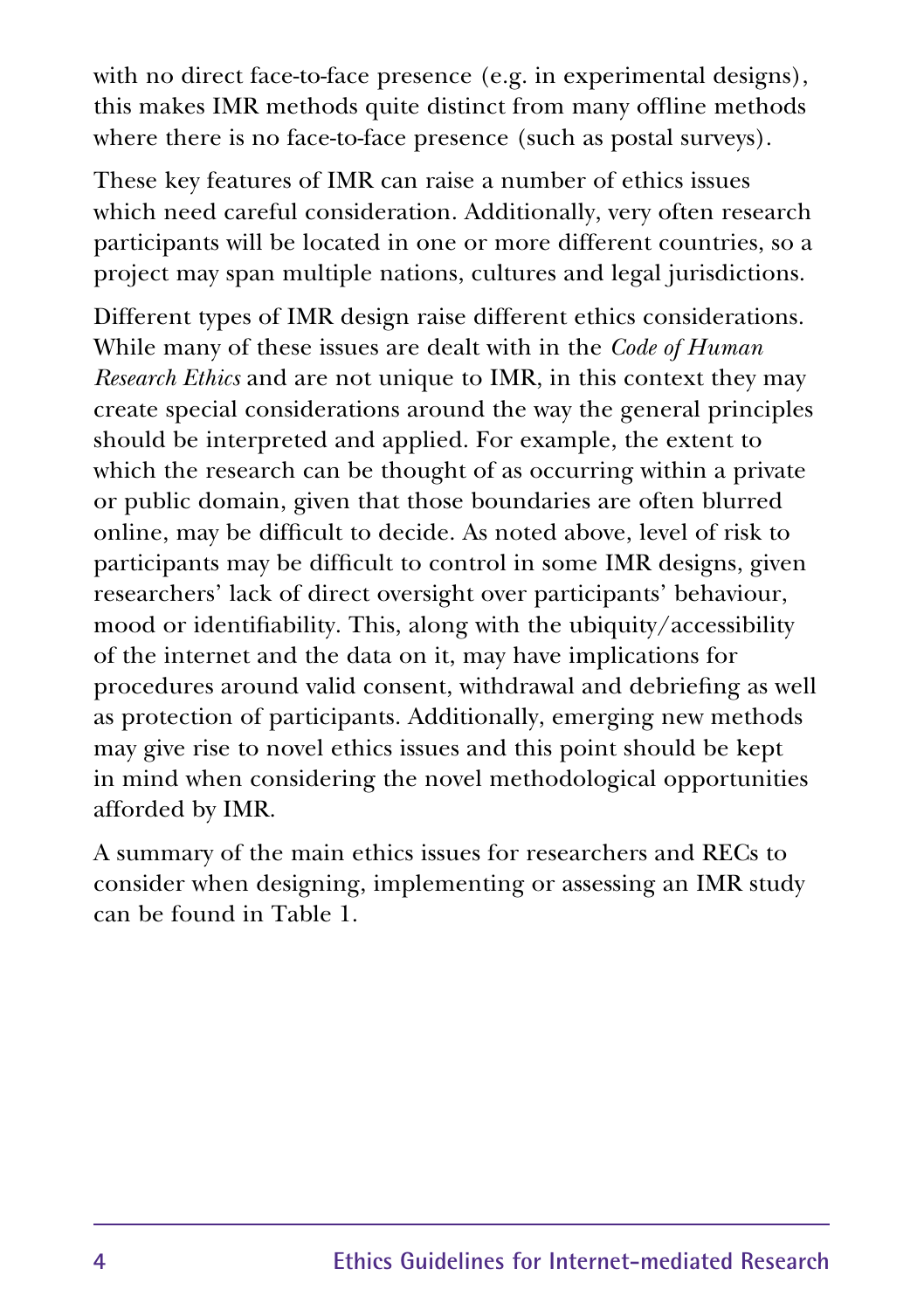with no direct face-to-face presence (e.g. in experimental designs), this makes IMR methods quite distinct from many offline methods where there is no face-to-face presence (such as postal surveys).

These key features of IMR can raise a number of ethics issues which need careful consideration. Additionally, very often research participants will be located in one or more different countries, so a project may span multiple nations, cultures and legal jurisdictions.

Different types of IMR design raise different ethics considerations. While many of these issues are dealt with in the *Code of Human Research Ethics* and are not unique to IMR, in this context they may create special considerations around the way the general principles should be interpreted and applied. For example, the extent to which the research can be thought of as occurring within a private or public domain, given that those boundaries are often blurred online, may be difficult to decide. As noted above, level of risk to participants may be difficult to control in some IMR designs, given researchers' lack of direct oversight over participants' behaviour, mood or identifiability. This, along with the ubiquity/accessibility of the internet and the data on it, may have implications for procedures around valid consent, withdrawal and debriefing as well as protection of participants. Additionally, emerging new methods may give rise to novel ethics issues and this point should be kept in mind when considering the novel methodological opportunities afforded by IMR.

A summary of the main ethics issues for researchers and RECs to consider when designing, implementing or assessing an IMR study can be found in Table 1.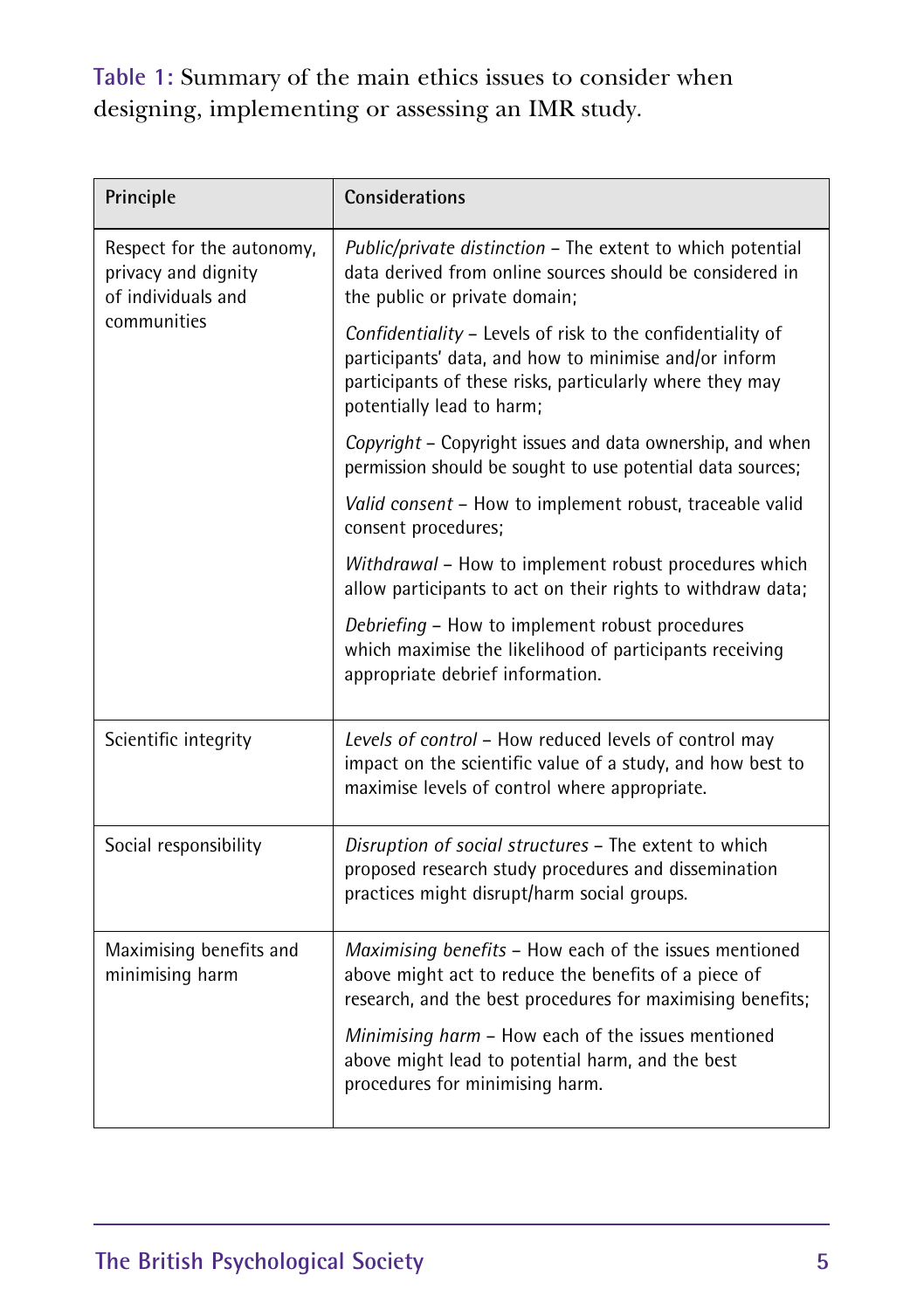**Table 1:** Summary of the main ethics issues to consider when designing, implementing or assessing an IMR study.

| Principle | Considerations |
|---|---|
| Respect for the autonomy, privacy and dignity of individuals and communities | *Public/private distinction* – The extent to which potential data derived from online sources should be considered in the public or private domain;<br><br>*Confidentiality* – Levels of risk to the confidentiality of participants' data, and how to minimise and/or inform participants of these risks, particularly where they may potentially lead to harm;<br><br>*Copyright* – Copyright issues and data ownership, and when permission should be sought to use potential data sources;<br><br>*Valid consent* – How to implement robust, traceable valid consent procedures;<br><br>*Withdrawal* – How to implement robust procedures which allow participants to act on their rights to withdraw data;<br><br>*Debriefing* – How to implement robust procedures which maximise the likelihood of participants receiving appropriate debrief information. |
| Scientific integrity | *Levels of control* – How reduced levels of control may impact on the scientific value of a study, and how best to maximise levels of control where appropriate. |
| Social responsibility | *Disruption of social structures* – The extent to which proposed research study procedures and dissemination practices might disrupt/harm social groups. |
| Maximising benefits and minimising harm | *Maximising benefits* – How each of the issues mentioned above might act to reduce the benefits of a piece of research, and the best procedures for maximising benefits;<br><br>*Minimising harm* – How each of the issues mentioned above might lead to potential harm, and the best procedures for minimising harm. |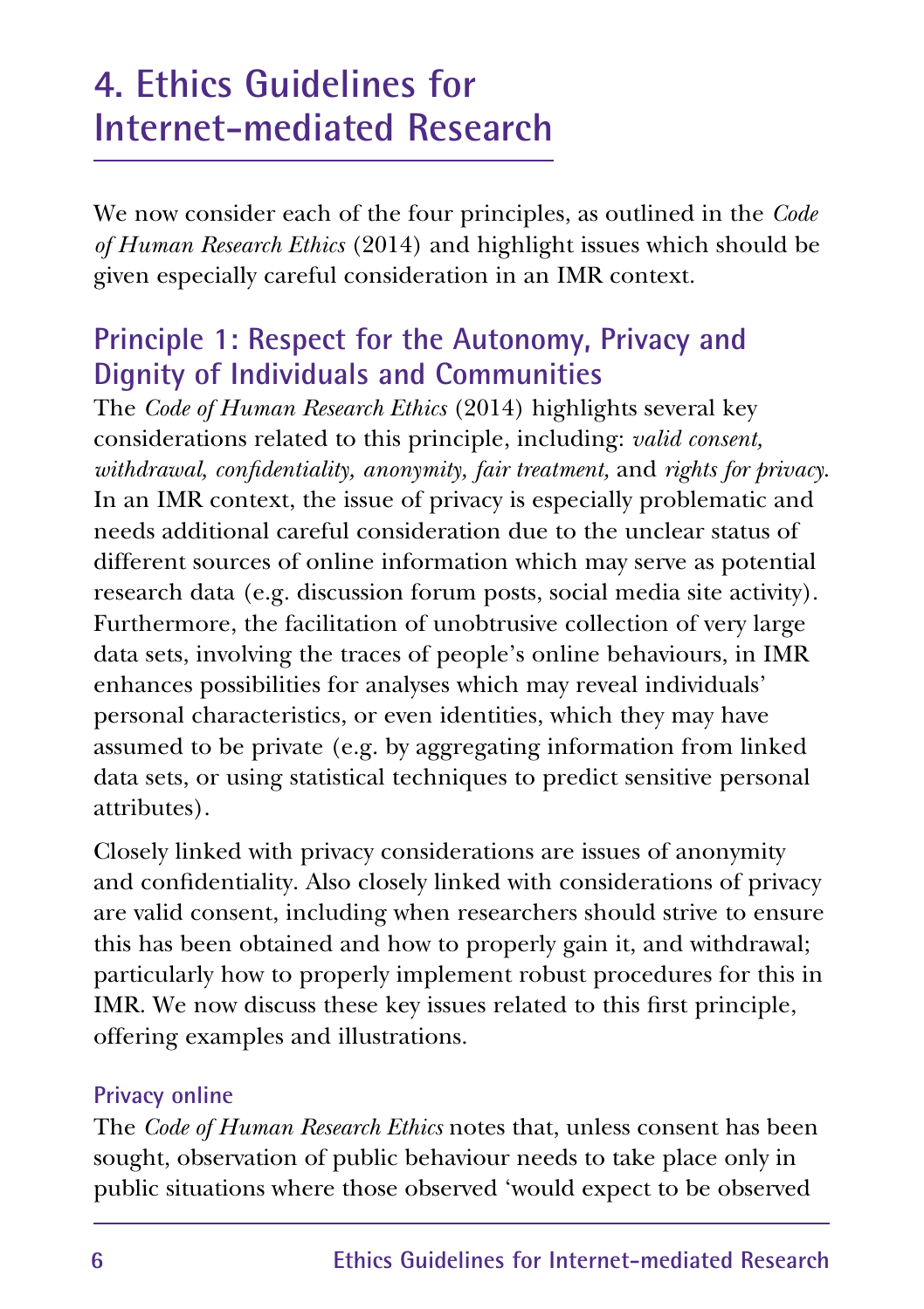# 4. Ethics Guidelines for Internet-mediated Research

We now consider each of the four principles, as outlined in the *Code of Human Research Ethics* (2014) and highlight issues which should be given especially careful consideration in an IMR context.

## Principle 1: Respect for the Autonomy, Privacy and Dignity of Individuals and Communities

The *Code of Human Research Ethics* (2014) highlights several key considerations related to this principle, including: *valid consent, withdrawal, confidentiality, anonymity, fair treatment,* and *rights for privacy.* In an IMR context, the issue of privacy is especially problematic and needs additional careful consideration due to the unclear status of different sources of online information which may serve as potential research data (e.g. discussion forum posts, social media site activity). Furthermore, the facilitation of unobtrusive collection of very large data sets, involving the traces of people's online behaviours, in IMR enhances possibilities for analyses which may reveal individuals' personal characteristics, or even identities, which they may have assumed to be private (e.g. by aggregating information from linked data sets, or using statistical techniques to predict sensitive personal attributes).

Closely linked with privacy considerations are issues of anonymity and confidentiality. Also closely linked with considerations of privacy are valid consent, including when researchers should strive to ensure this has been obtained and how to properly gain it, and withdrawal; particularly how to properly implement robust procedures for this in IMR. We now discuss these key issues related to this first principle, offering examples and illustrations.

### Privacy online

The *Code of Human Research Ethics* notes that, unless consent has been sought, observation of public behaviour needs to take place only in public situations where those observed 'would expect to be observed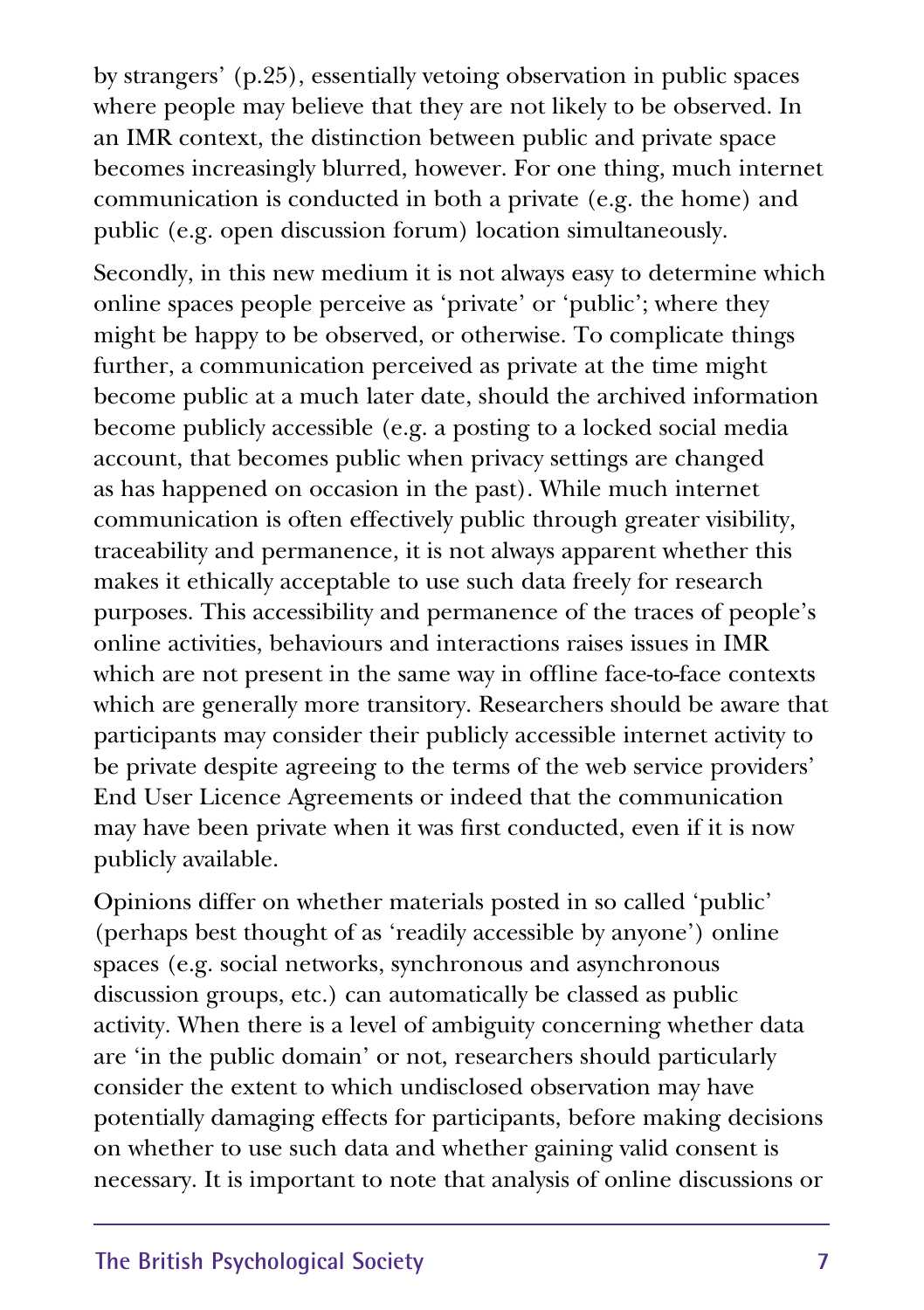by strangers' (p.25), essentially vetoing observation in public spaces where people may believe that they are not likely to be observed. In an IMR context, the distinction between public and private space becomes increasingly blurred, however. For one thing, much internet communication is conducted in both a private (e.g. the home) and public (e.g. open discussion forum) location simultaneously.

Secondly, in this new medium it is not always easy to determine which online spaces people perceive as 'private' or 'public'; where they might be happy to be observed, or otherwise. To complicate things further, a communication perceived as private at the time might become public at a much later date, should the archived information become publicly accessible (e.g. a posting to a locked social media account, that becomes public when privacy settings are changed as has happened on occasion in the past). While much internet communication is often effectively public through greater visibility, traceability and permanence, it is not always apparent whether this makes it ethically acceptable to use such data freely for research purposes. This accessibility and permanence of the traces of people's online activities, behaviours and interactions raises issues in IMR which are not present in the same way in offline face-to-face contexts which are generally more transitory. Researchers should be aware that participants may consider their publicly accessible internet activity to be private despite agreeing to the terms of the web service providers' End User Licence Agreements or indeed that the communication may have been private when it was first conducted, even if it is now publicly available.

Opinions differ on whether materials posted in so called 'public' (perhaps best thought of as 'readily accessible by anyone') online spaces (e.g. social networks, synchronous and asynchronous discussion groups, etc.) can automatically be classed as public activity. When there is a level of ambiguity concerning whether data are 'in the public domain' or not, researchers should particularly consider the extent to which undisclosed observation may have potentially damaging effects for participants, before making decisions on whether to use such data and whether gaining valid consent is necessary. It is important to note that analysis of online discussions or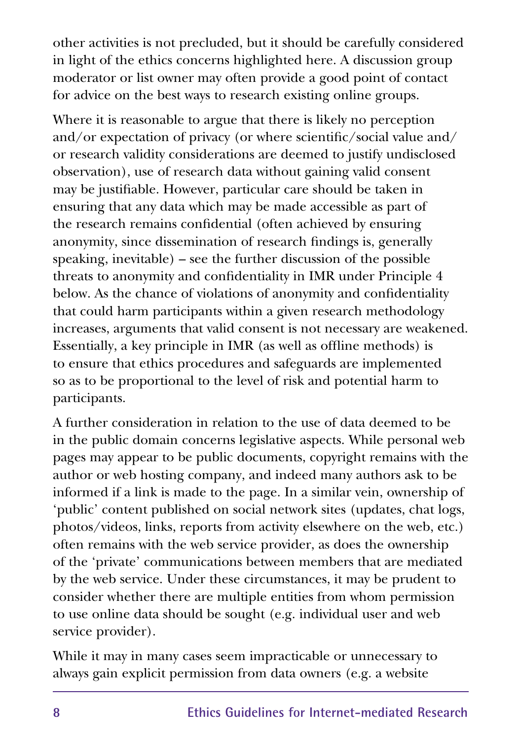other activities is not precluded, but it should be carefully considered in light of the ethics concerns highlighted here. A discussion group moderator or list owner may often provide a good point of contact for advice on the best ways to research existing online groups.

Where it is reasonable to argue that there is likely no perception and/or expectation of privacy (or where scientific/social value and/or research validity considerations are deemed to justify undisclosed observation), use of research data without gaining valid consent may be justifiable. However, particular care should be taken in ensuring that any data which may be made accessible as part of the research remains confidential (often achieved by ensuring anonymity, since dissemination of research findings is, generally speaking, inevitable) – see the further discussion of the possible threats to anonymity and confidentiality in IMR under Principle 4 below. As the chance of violations of anonymity and confidentiality that could harm participants within a given research methodology increases, arguments that valid consent is not necessary are weakened. Essentially, a key principle in IMR (as well as offline methods) is to ensure that ethics procedures and safeguards are implemented so as to be proportional to the level of risk and potential harm to participants.

A further consideration in relation to the use of data deemed to be in the public domain concerns legislative aspects. While personal web pages may appear to be public documents, copyright remains with the author or web hosting company, and indeed many authors ask to be informed if a link is made to the page. In a similar vein, ownership of 'public' content published on social network sites (updates, chat logs, photos/videos, links, reports from activity elsewhere on the web, etc.) often remains with the web service provider, as does the ownership of the 'private' communications between members that are mediated by the web service. Under these circumstances, it may be prudent to consider whether there are multiple entities from whom permission to use online data should be sought (e.g. individual user and web service provider).

While it may in many cases seem impracticable or unnecessary to always gain explicit permission from data owners (e.g. a website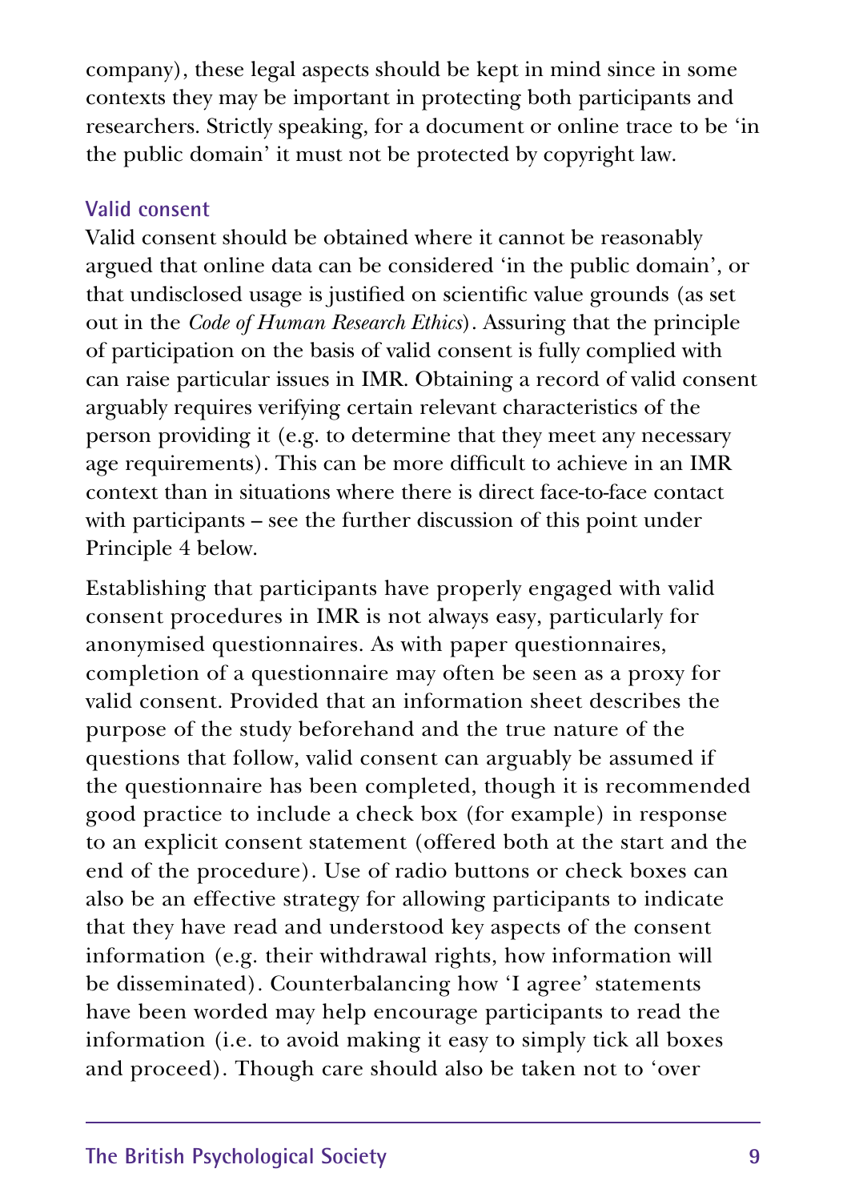company), these legal aspects should be kept in mind since in some contexts they may be important in protecting both participants and researchers. Strictly speaking, for a document or online trace to be 'in the public domain' it must not be protected by copyright law.

### Valid consent

Valid consent should be obtained where it cannot be reasonably argued that online data can be considered 'in the public domain', or that undisclosed usage is justified on scientific value grounds (as set out in the *Code of Human Research Ethics*). Assuring that the principle of participation on the basis of valid consent is fully complied with can raise particular issues in IMR. Obtaining a record of valid consent arguably requires verifying certain relevant characteristics of the person providing it (e.g. to determine that they meet any necessary age requirements). This can be more difficult to achieve in an IMR context than in situations where there is direct face-to-face contact with participants – see the further discussion of this point under Principle 4 below.

Establishing that participants have properly engaged with valid consent procedures in IMR is not always easy, particularly for anonymised questionnaires. As with paper questionnaires, completion of a questionnaire may often be seen as a proxy for valid consent. Provided that an information sheet describes the purpose of the study beforehand and the true nature of the questions that follow, valid consent can arguably be assumed if the questionnaire has been completed, though it is recommended good practice to include a check box (for example) in response to an explicit consent statement (offered both at the start and the end of the procedure). Use of radio buttons or check boxes can also be an effective strategy for allowing participants to indicate that they have read and understood key aspects of the consent information (e.g. their withdrawal rights, how information will be disseminated). Counterbalancing how 'I agree' statements have been worded may help encourage participants to read the information (i.e. to avoid making it easy to simply tick all boxes and proceed). Though care should also be taken not to 'over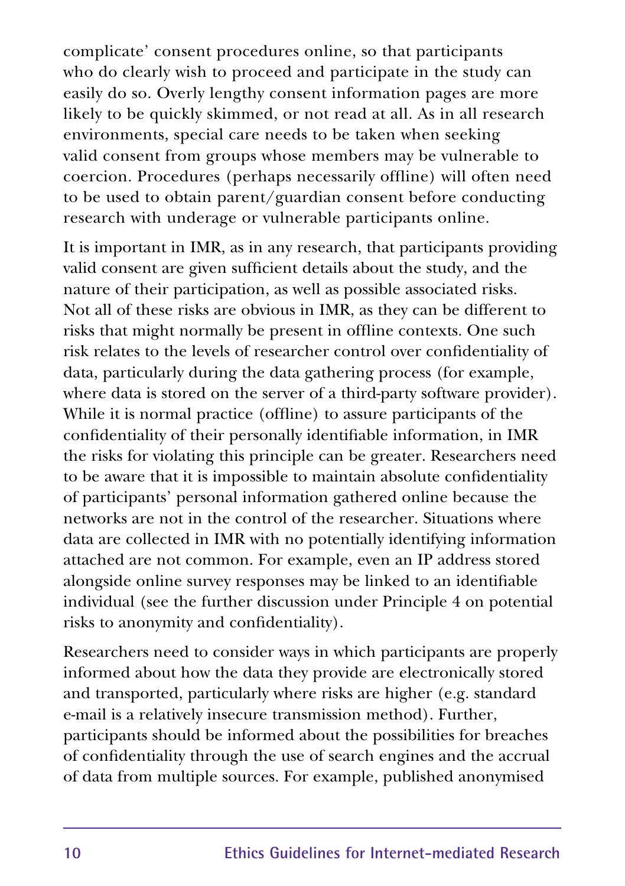complicate' consent procedures online, so that participants who do clearly wish to proceed and participate in the study can easily do so. Overly lengthy consent information pages are more likely to be quickly skimmed, or not read at all. As in all research environments, special care needs to be taken when seeking valid consent from groups whose members may be vulnerable to coercion. Procedures (perhaps necessarily offline) will often need to be used to obtain parent/guardian consent before conducting research with underage or vulnerable participants online.

It is important in IMR, as in any research, that participants providing valid consent are given sufficient details about the study, and the nature of their participation, as well as possible associated risks. Not all of these risks are obvious in IMR, as they can be different to risks that might normally be present in offline contexts. One such risk relates to the levels of researcher control over confidentiality of data, particularly during the data gathering process (for example, where data is stored on the server of a third-party software provider). While it is normal practice (offline) to assure participants of the confidentiality of their personally identifiable information, in IMR the risks for violating this principle can be greater. Researchers need to be aware that it is impossible to maintain absolute confidentiality of participants' personal information gathered online because the networks are not in the control of the researcher. Situations where data are collected in IMR with no potentially identifying information attached are not common. For example, even an IP address stored alongside online survey responses may be linked to an identifiable individual (see the further discussion under Principle 4 on potential risks to anonymity and confidentiality).

Researchers need to consider ways in which participants are properly informed about how the data they provide are electronically stored and transported, particularly where risks are higher (e.g. standard e-mail is a relatively insecure transmission method). Further, participants should be informed about the possibilities for breaches of confidentiality through the use of search engines and the accrual of data from multiple sources. For example, published anonymised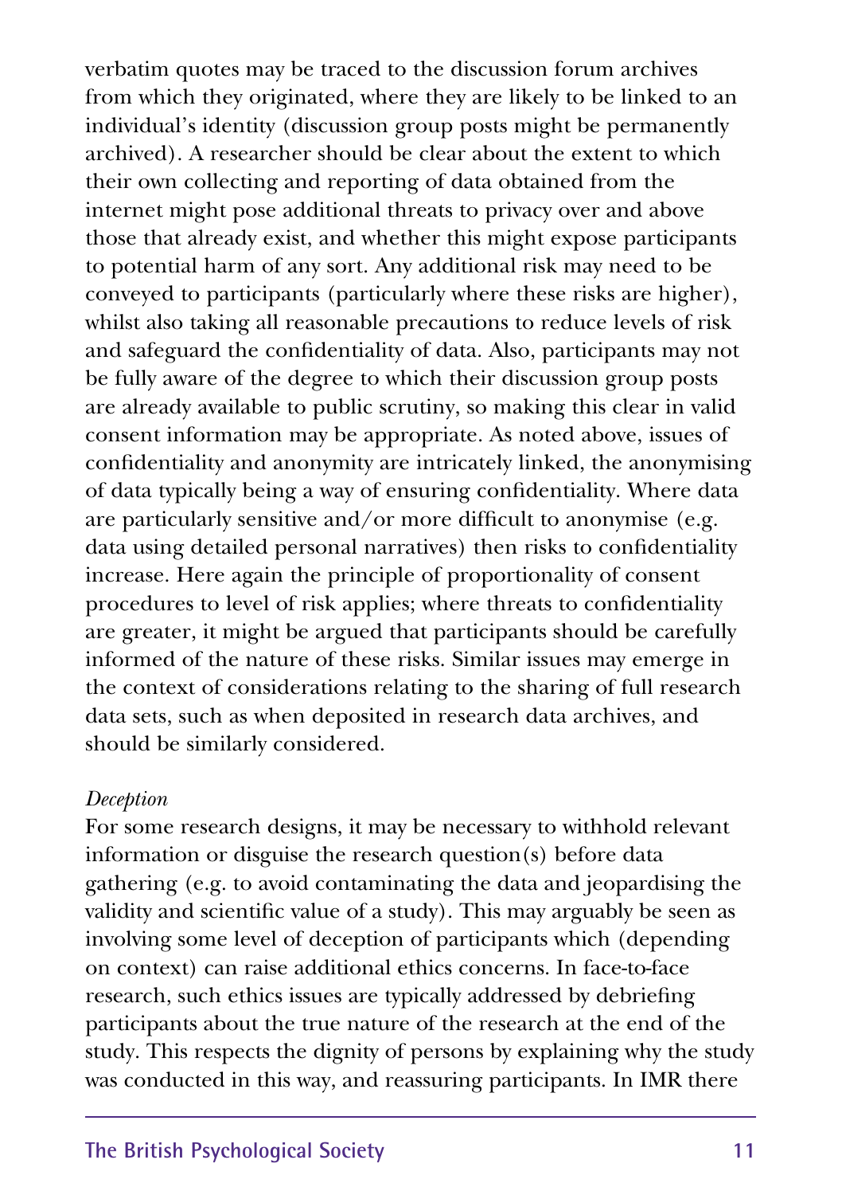verbatim quotes may be traced to the discussion forum archives from which they originated, where they are likely to be linked to an individual's identity (discussion group posts might be permanently archived). A researcher should be clear about the extent to which their own collecting and reporting of data obtained from the internet might pose additional threats to privacy over and above those that already exist, and whether this might expose participants to potential harm of any sort. Any additional risk may need to be conveyed to participants (particularly where these risks are higher), whilst also taking all reasonable precautions to reduce levels of risk and safeguard the confidentiality of data. Also, participants may not be fully aware of the degree to which their discussion group posts are already available to public scrutiny, so making this clear in valid consent information may be appropriate. As noted above, issues of confidentiality and anonymity are intricately linked, the anonymising of data typically being a way of ensuring confidentiality. Where data are particularly sensitive and/or more difficult to anonymise (e.g. data using detailed personal narratives) then risks to confidentiality increase. Here again the principle of proportionality of consent procedures to level of risk applies; where threats to confidentiality are greater, it might be argued that participants should be carefully informed of the nature of these risks. Similar issues may emerge in the context of considerations relating to the sharing of full research data sets, such as when deposited in research data archives, and should be similarly considered.

*Deception*

For some research designs, it may be necessary to withhold relevant information or disguise the research question(s) before data gathering (e.g. to avoid contaminating the data and jeopardising the validity and scientific value of a study). This may arguably be seen as involving some level of deception of participants which (depending on context) can raise additional ethics concerns. In face-to-face research, such ethics issues are typically addressed by debriefing participants about the true nature of the research at the end of the study. This respects the dignity of persons by explaining why the study was conducted in this way, and reassuring participants. In IMR there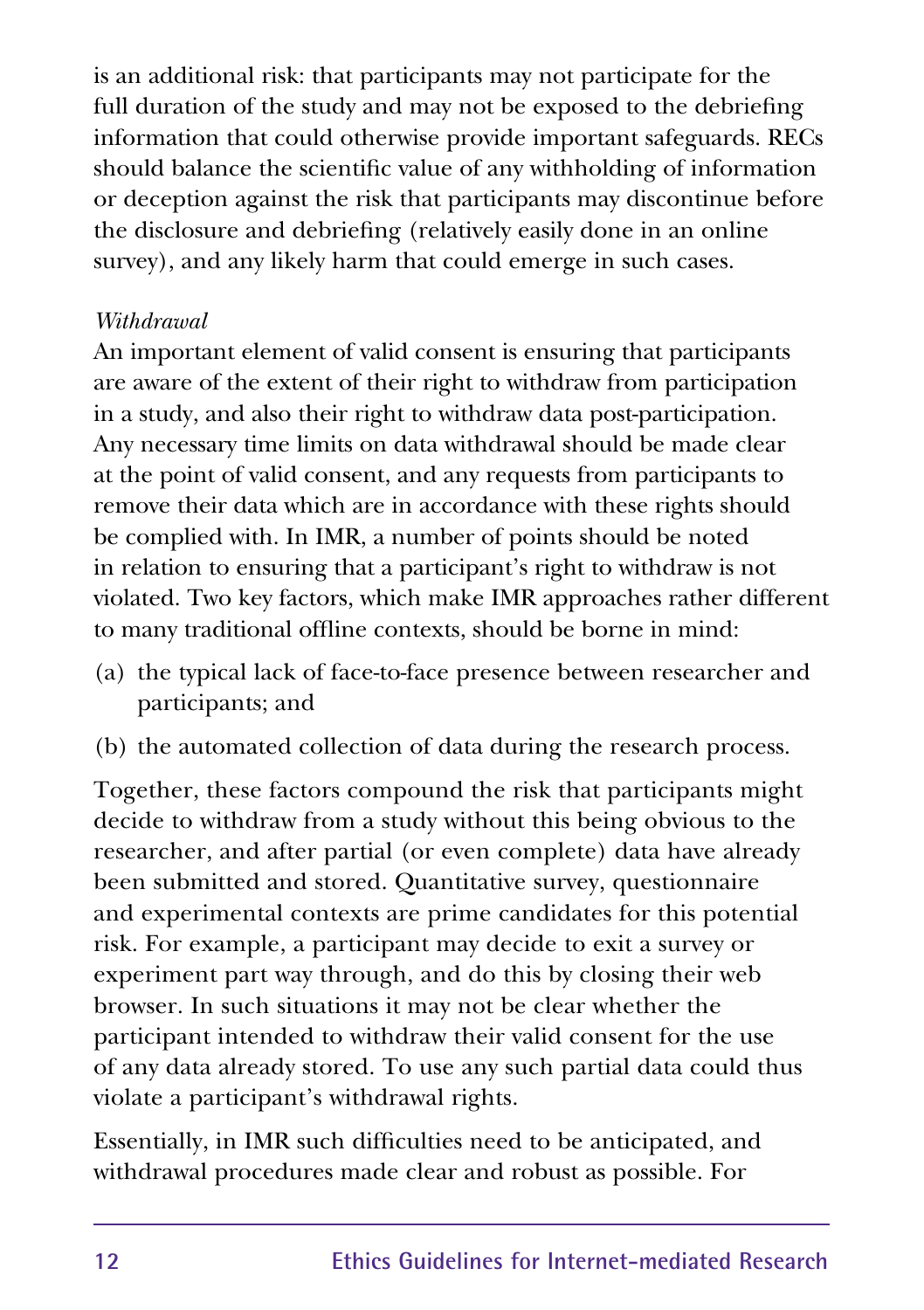is an additional risk: that participants may not participate for the full duration of the study and may not be exposed to the debriefing information that could otherwise provide important safeguards. RECs should balance the scientific value of any withholding of information or deception against the risk that participants may discontinue before the disclosure and debriefing (relatively easily done in an online survey), and any likely harm that could emerge in such cases.

*Withdrawal*

An important element of valid consent is ensuring that participants are aware of the extent of their right to withdraw from participation in a study, and also their right to withdraw data post-participation. Any necessary time limits on data withdrawal should be made clear at the point of valid consent, and any requests from participants to remove their data which are in accordance with these rights should be complied with. In IMR, a number of points should be noted in relation to ensuring that a participant's right to withdraw is not violated. Two key factors, which make IMR approaches rather different to many traditional offline contexts, should be borne in mind:

(a) the typical lack of face-to-face presence between researcher and participants; and

(b) the automated collection of data during the research process.

Together, these factors compound the risk that participants might decide to withdraw from a study without this being obvious to the researcher, and after partial (or even complete) data have already been submitted and stored. Quantitative survey, questionnaire and experimental contexts are prime candidates for this potential risk. For example, a participant may decide to exit a survey or experiment part way through, and do this by closing their web browser. In such situations it may not be clear whether the participant intended to withdraw their valid consent for the use of any data already stored. To use any such partial data could thus violate a participant's withdrawal rights.

Essentially, in IMR such difficulties need to be anticipated, and withdrawal procedures made clear and robust as possible. For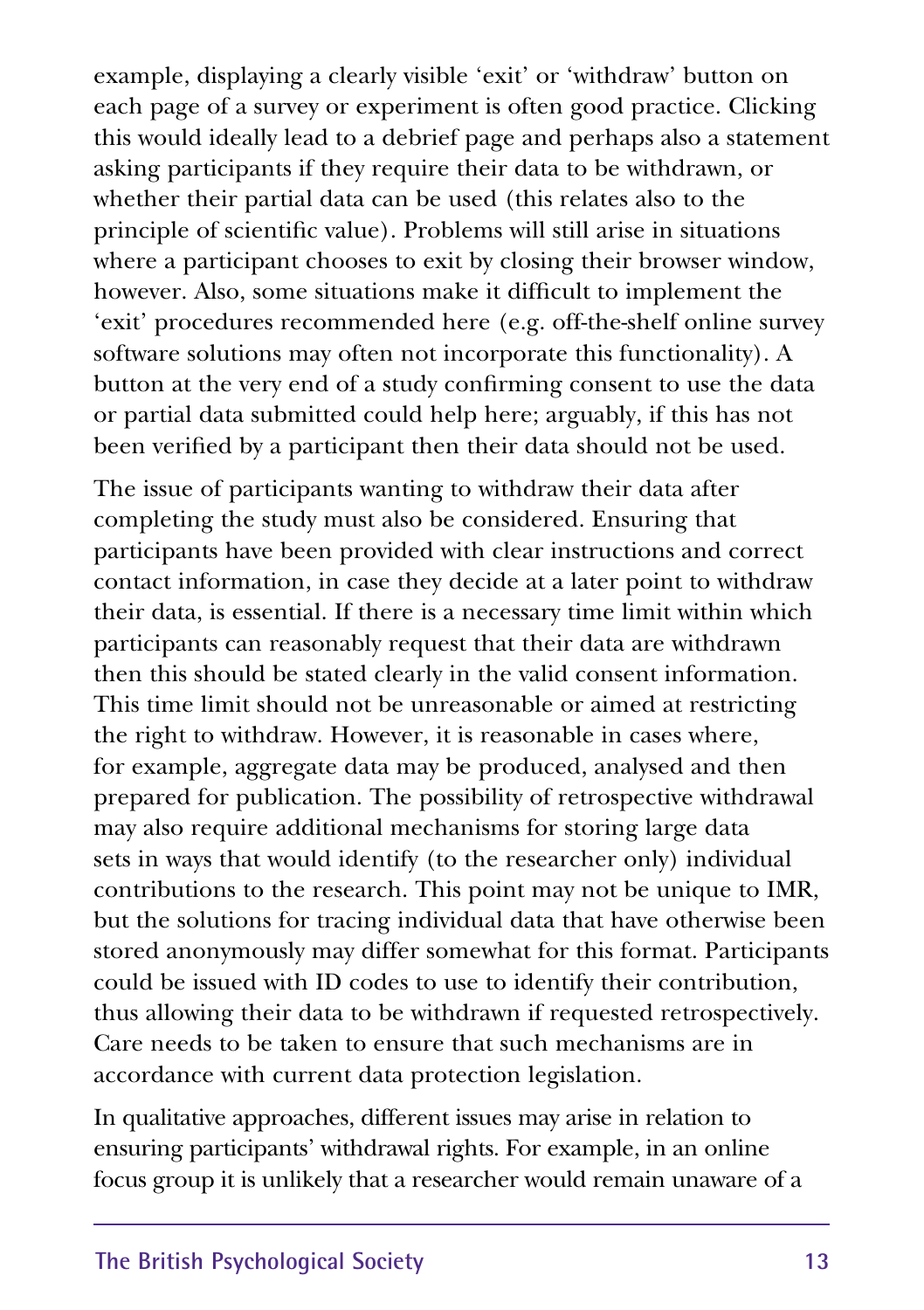example, displaying a clearly visible 'exit' or 'withdraw' button on each page of a survey or experiment is often good practice. Clicking this would ideally lead to a debrief page and perhaps also a statement asking participants if they require their data to be withdrawn, or whether their partial data can be used (this relates also to the principle of scientific value). Problems will still arise in situations where a participant chooses to exit by closing their browser window, however. Also, some situations make it difficult to implement the 'exit' procedures recommended here (e.g. off-the-shelf online survey software solutions may often not incorporate this functionality). A button at the very end of a study confirming consent to use the data or partial data submitted could help here; arguably, if this has not been verified by a participant then their data should not be used.

The issue of participants wanting to withdraw their data after completing the study must also be considered. Ensuring that participants have been provided with clear instructions and correct contact information, in case they decide at a later point to withdraw their data, is essential. If there is a necessary time limit within which participants can reasonably request that their data are withdrawn then this should be stated clearly in the valid consent information. This time limit should not be unreasonable or aimed at restricting the right to withdraw. However, it is reasonable in cases where, for example, aggregate data may be produced, analysed and then prepared for publication. The possibility of retrospective withdrawal may also require additional mechanisms for storing large data sets in ways that would identify (to the researcher only) individual contributions to the research. This point may not be unique to IMR, but the solutions for tracing individual data that have otherwise been stored anonymously may differ somewhat for this format. Participants could be issued with ID codes to use to identify their contribution, thus allowing their data to be withdrawn if requested retrospectively. Care needs to be taken to ensure that such mechanisms are in accordance with current data protection legislation.

In qualitative approaches, different issues may arise in relation to ensuring participants' withdrawal rights. For example, in an online focus group it is unlikely that a researcher would remain unaware of a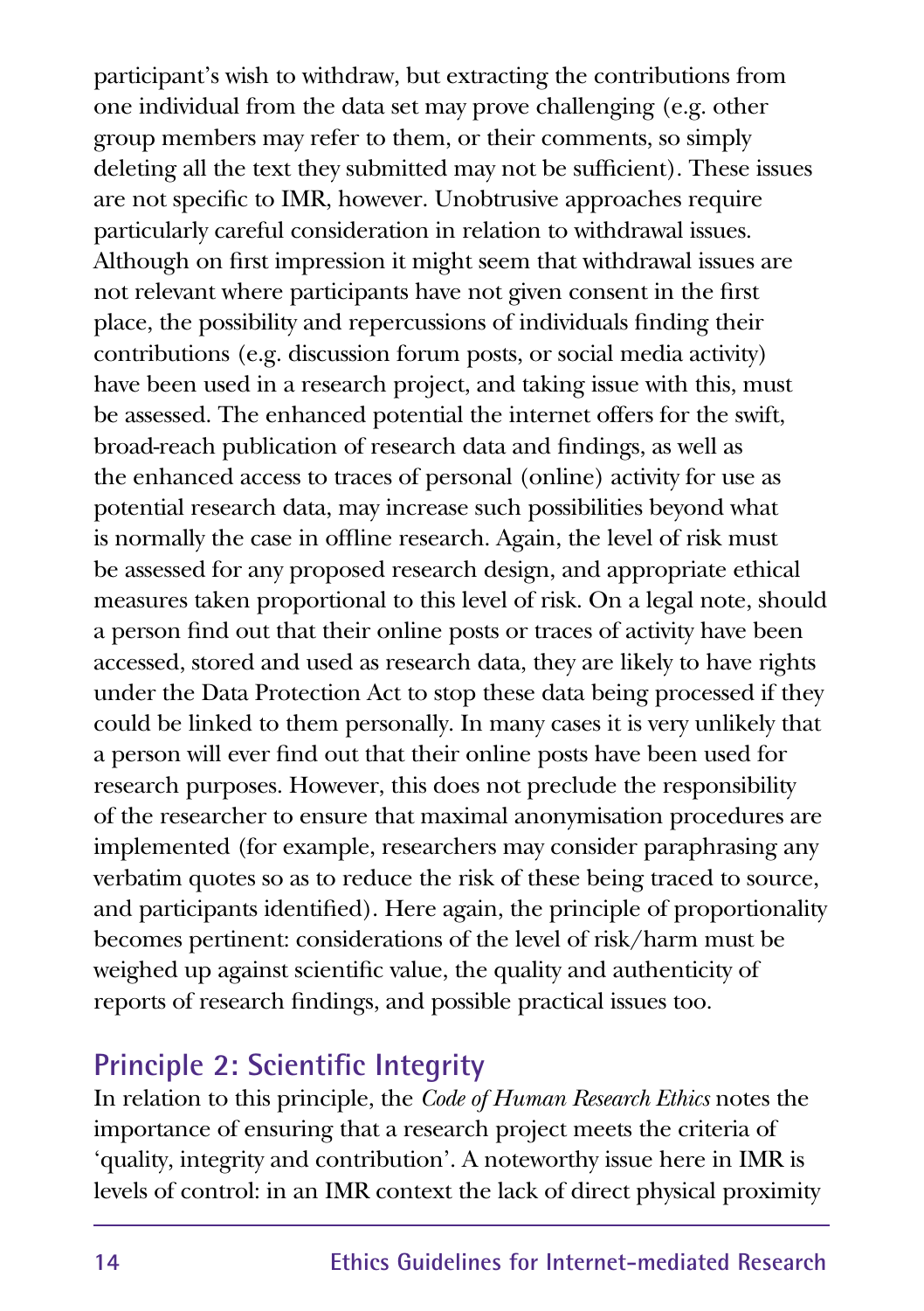participant's wish to withdraw, but extracting the contributions from one individual from the data set may prove challenging (e.g. other group members may refer to them, or their comments, so simply deleting all the text they submitted may not be sufficient). These issues are not specific to IMR, however. Unobtrusive approaches require particularly careful consideration in relation to withdrawal issues. Although on first impression it might seem that withdrawal issues are not relevant where participants have not given consent in the first place, the possibility and repercussions of individuals finding their contributions (e.g. discussion forum posts, or social media activity) have been used in a research project, and taking issue with this, must be assessed. The enhanced potential the internet offers for the swift, broad-reach publication of research data and findings, as well as the enhanced access to traces of personal (online) activity for use as potential research data, may increase such possibilities beyond what is normally the case in offline research. Again, the level of risk must be assessed for any proposed research design, and appropriate ethical measures taken proportional to this level of risk. On a legal note, should a person find out that their online posts or traces of activity have been accessed, stored and used as research data, they are likely to have rights under the Data Protection Act to stop these data being processed if they could be linked to them personally. In many cases it is very unlikely that a person will ever find out that their online posts have been used for research purposes. However, this does not preclude the responsibility of the researcher to ensure that maximal anonymisation procedures are implemented (for example, researchers may consider paraphrasing any verbatim quotes so as to reduce the risk of these being traced to source, and participants identified). Here again, the principle of proportionality becomes pertinent: considerations of the level of risk/harm must be weighed up against scientific value, the quality and authenticity of reports of research findings, and possible practical issues too.

## Principle 2: Scientific Integrity

In relation to this principle, the *Code of Human Research Ethics* notes the importance of ensuring that a research project meets the criteria of 'quality, integrity and contribution'. A noteworthy issue here in IMR is levels of control: in an IMR context the lack of direct physical proximity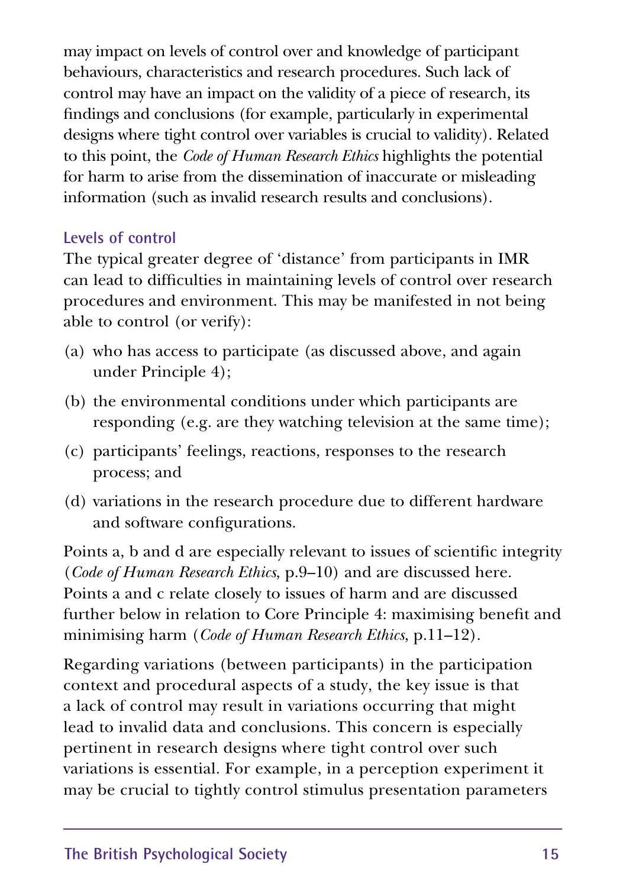may impact on levels of control over and knowledge of participant behaviours, characteristics and research procedures. Such lack of control may have an impact on the validity of a piece of research, its findings and conclusions (for example, particularly in experimental designs where tight control over variables is crucial to validity). Related to this point, the *Code of Human Research Ethics* highlights the potential for harm to arise from the dissemination of inaccurate or misleading information (such as invalid research results and conclusions).

### Levels of control

The typical greater degree of 'distance' from participants in IMR can lead to difficulties in maintaining levels of control over research procedures and environment. This may be manifested in not being able to control (or verify):

(a) who has access to participate (as discussed above, and again under Principle 4);

(b) the environmental conditions under which participants are responding (e.g. are they watching television at the same time);

(c) participants' feelings, reactions, responses to the research process; and

(d) variations in the research procedure due to different hardware and software configurations.

Points a, b and d are especially relevant to issues of scientific integrity (*Code of Human Research Ethics*, p.9–10) and are discussed here. Points a and c relate closely to issues of harm and are discussed further below in relation to Core Principle 4: maximising benefit and minimising harm (*Code of Human Research Ethics*, p.11–12).

Regarding variations (between participants) in the participation context and procedural aspects of a study, the key issue is that a lack of control may result in variations occurring that might lead to invalid data and conclusions. This concern is especially pertinent in research designs where tight control over such variations is essential. For example, in a perception experiment it may be crucial to tightly control stimulus presentation parameters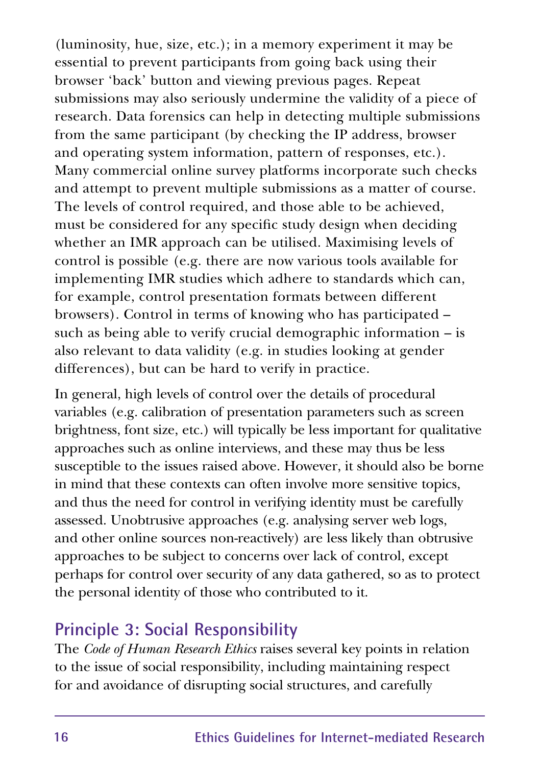(luminosity, hue, size, etc.); in a memory experiment it may be essential to prevent participants from going back using their browser 'back' button and viewing previous pages. Repeat submissions may also seriously undermine the validity of a piece of research. Data forensics can help in detecting multiple submissions from the same participant (by checking the IP address, browser and operating system information, pattern of responses, etc.). Many commercial online survey platforms incorporate such checks and attempt to prevent multiple submissions as a matter of course. The levels of control required, and those able to be achieved, must be considered for any specific study design when deciding whether an IMR approach can be utilised. Maximising levels of control is possible (e.g. there are now various tools available for implementing IMR studies which adhere to standards which can, for example, control presentation formats between different browsers). Control in terms of knowing who has participated – such as being able to verify crucial demographic information – is also relevant to data validity (e.g. in studies looking at gender differences), but can be hard to verify in practice.

In general, high levels of control over the details of procedural variables (e.g. calibration of presentation parameters such as screen brightness, font size, etc.) will typically be less important for qualitative approaches such as online interviews, and these may thus be less susceptible to the issues raised above. However, it should also be borne in mind that these contexts can often involve more sensitive topics, and thus the need for control in verifying identity must be carefully assessed. Unobtrusive approaches (e.g. analysing server web logs, and other online sources non-reactively) are less likely than obtrusive approaches to be subject to concerns over lack of control, except perhaps for control over security of any data gathered, so as to protect the personal identity of those who contributed to it.

## Principle 3: Social Responsibility

The *Code of Human Research Ethics* raises several key points in relation to the issue of social responsibility, including maintaining respect for and avoidance of disrupting social structures, and carefully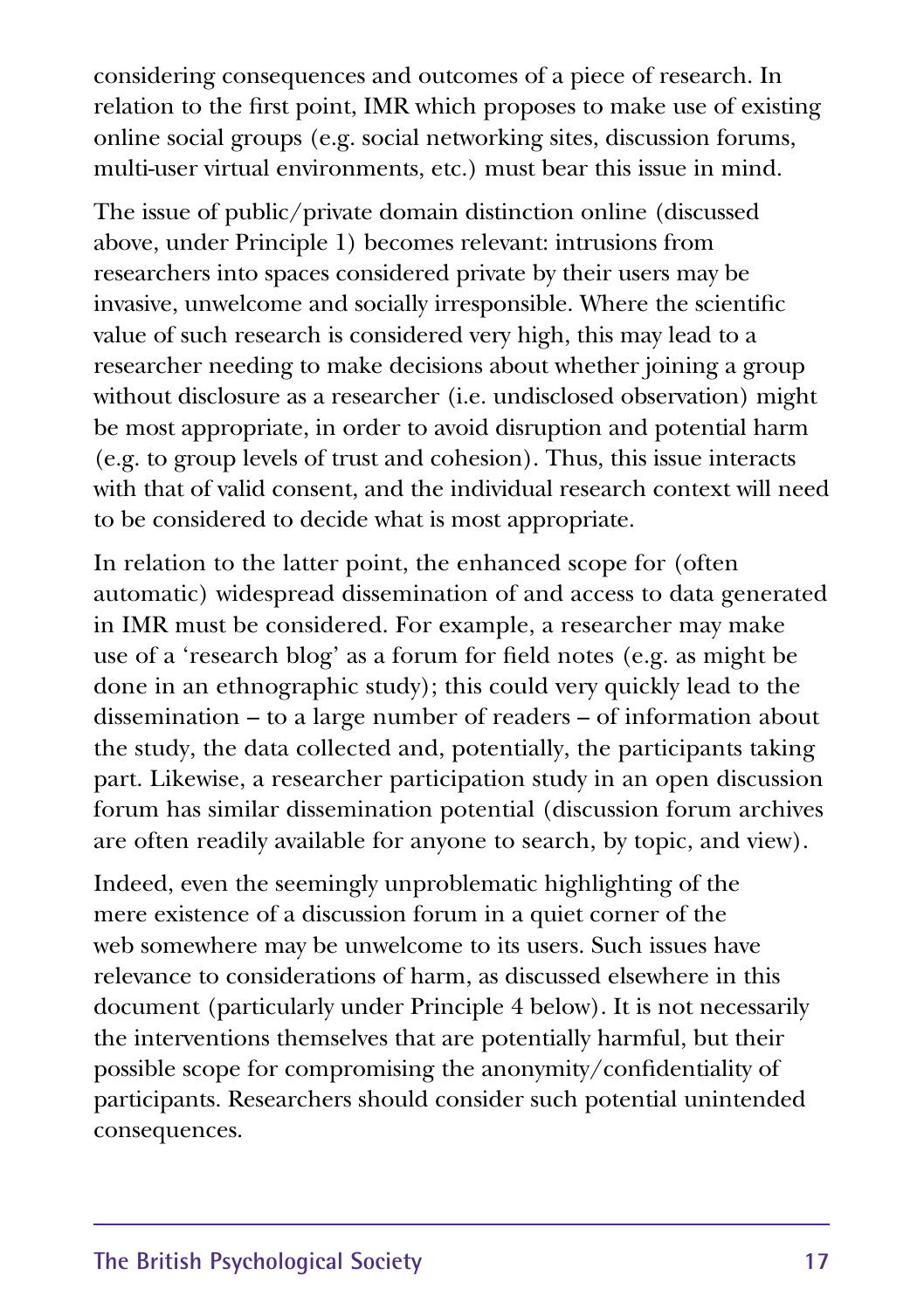considering consequences and outcomes of a piece of research. In relation to the first point, IMR which proposes to make use of existing online social groups (e.g. social networking sites, discussion forums, multi-user virtual environments, etc.) must bear this issue in mind.

The issue of public/private domain distinction online (discussed above, under Principle 1) becomes relevant: intrusions from researchers into spaces considered private by their users may be invasive, unwelcome and socially irresponsible. Where the scientific value of such research is considered very high, this may lead to a researcher needing to make decisions about whether joining a group without disclosure as a researcher (i.e. undisclosed observation) might be most appropriate, in order to avoid disruption and potential harm (e.g. to group levels of trust and cohesion). Thus, this issue interacts with that of valid consent, and the individual research context will need to be considered to decide what is most appropriate.

In relation to the latter point, the enhanced scope for (often automatic) widespread dissemination of and access to data generated in IMR must be considered. For example, a researcher may make use of a 'research blog' as a forum for field notes (e.g. as might be done in an ethnographic study); this could very quickly lead to the dissemination – to a large number of readers – of information about the study, the data collected and, potentially, the participants taking part. Likewise, a researcher participation study in an open discussion forum has similar dissemination potential (discussion forum archives are often readily available for anyone to search, by topic, and view).

Indeed, even the seemingly unproblematic highlighting of the mere existence of a discussion forum in a quiet corner of the web somewhere may be unwelcome to its users. Such issues have relevance to considerations of harm, as discussed elsewhere in this document (particularly under Principle 4 below). It is not necessarily the interventions themselves that are potentially harmful, but their possible scope for compromising the anonymity/confidentiality of participants. Researchers should consider such potential unintended consequences.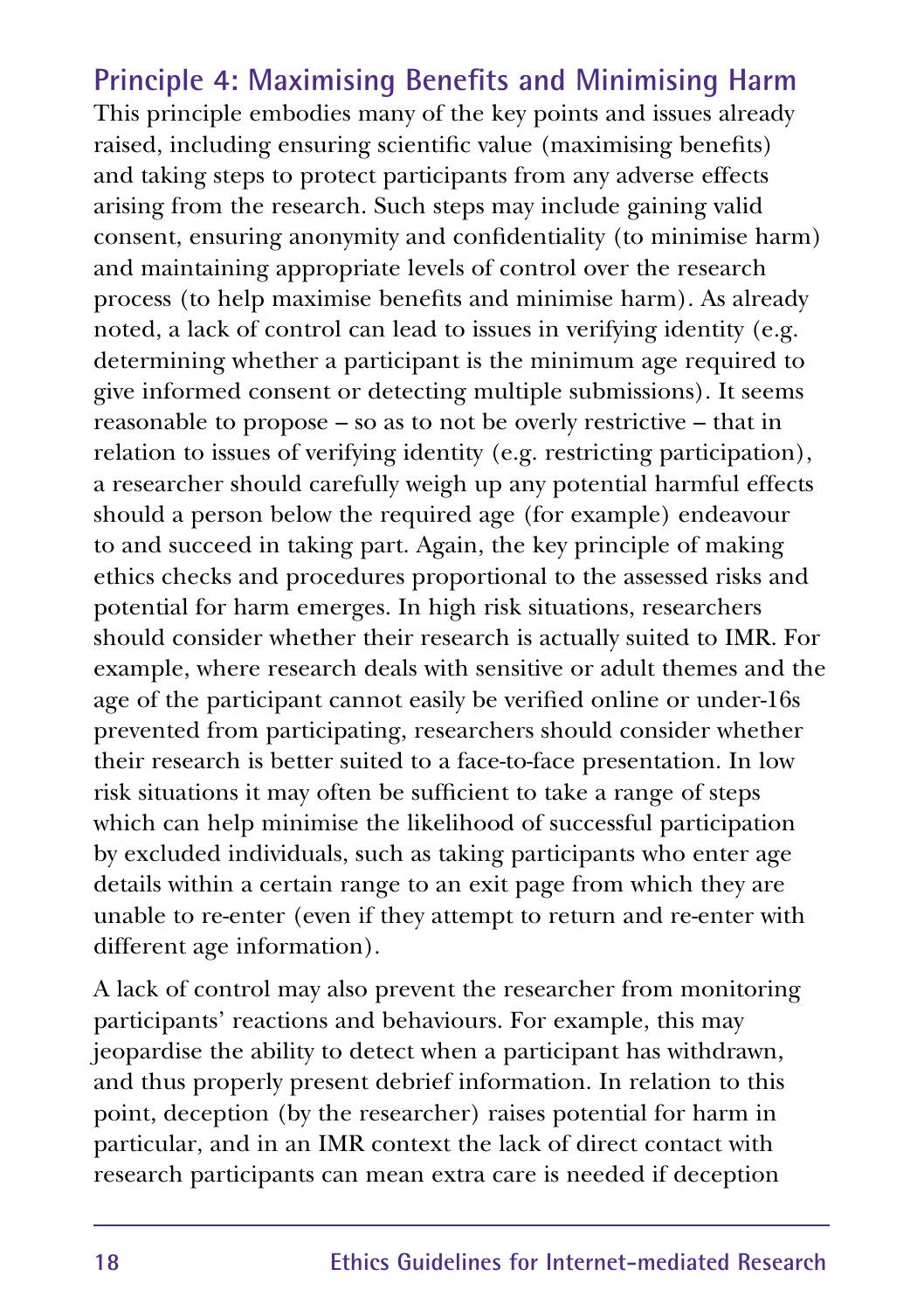## Principle 4: Maximising Benefits and Minimising Harm

This principle embodies many of the key points and issues already raised, including ensuring scientific value (maximising benefits) and taking steps to protect participants from any adverse effects arising from the research. Such steps may include gaining valid consent, ensuring anonymity and confidentiality (to minimise harm) and maintaining appropriate levels of control over the research process (to help maximise benefits and minimise harm). As already noted, a lack of control can lead to issues in verifying identity (e.g. determining whether a participant is the minimum age required to give informed consent or detecting multiple submissions). It seems reasonable to propose – so as to not be overly restrictive – that in relation to issues of verifying identity (e.g. restricting participation), a researcher should carefully weigh up any potential harmful effects should a person below the required age (for example) endeavour to and succeed in taking part. Again, the key principle of making ethics checks and procedures proportional to the assessed risks and potential for harm emerges. In high risk situations, researchers should consider whether their research is actually suited to IMR. For example, where research deals with sensitive or adult themes and the age of the participant cannot easily be verified online or under-16s prevented from participating, researchers should consider whether their research is better suited to a face-to-face presentation. In low risk situations it may often be sufficient to take a range of steps which can help minimise the likelihood of successful participation by excluded individuals, such as taking participants who enter age details within a certain range to an exit page from which they are unable to re-enter (even if they attempt to return and re-enter with different age information).

A lack of control may also prevent the researcher from monitoring participants' reactions and behaviours. For example, this may jeopardise the ability to detect when a participant has withdrawn, and thus properly present debrief information. In relation to this point, deception (by the researcher) raises potential for harm in particular, and in an IMR context the lack of direct contact with research participants can mean extra care is needed if deception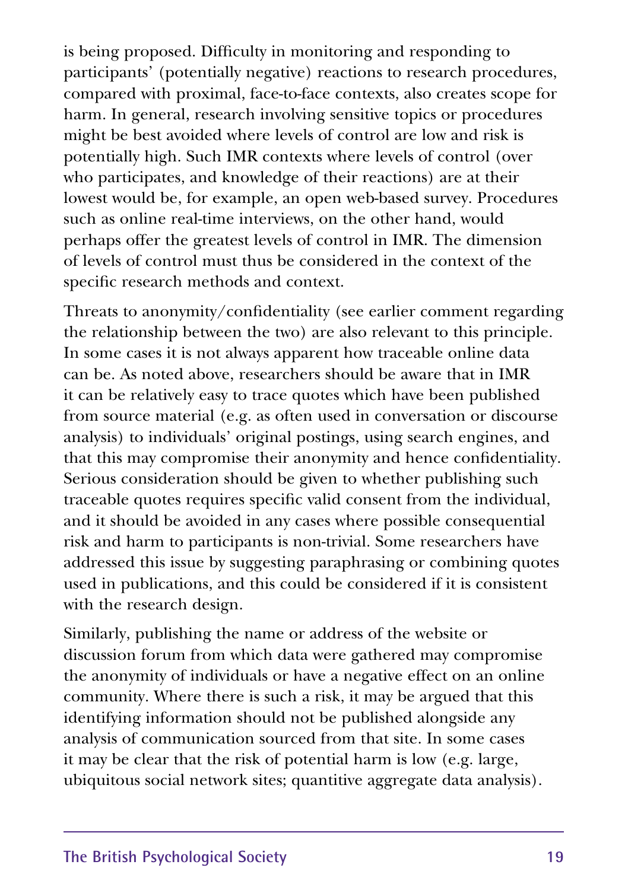is being proposed. Difficulty in monitoring and responding to participants' (potentially negative) reactions to research procedures, compared with proximal, face-to-face contexts, also creates scope for harm. In general, research involving sensitive topics or procedures might be best avoided where levels of control are low and risk is potentially high. Such IMR contexts where levels of control (over who participates, and knowledge of their reactions) are at their lowest would be, for example, an open web-based survey. Procedures such as online real-time interviews, on the other hand, would perhaps offer the greatest levels of control in IMR. The dimension of levels of control must thus be considered in the context of the specific research methods and context.

Threats to anonymity/confidentiality (see earlier comment regarding the relationship between the two) are also relevant to this principle. In some cases it is not always apparent how traceable online data can be. As noted above, researchers should be aware that in IMR it can be relatively easy to trace quotes which have been published from source material (e.g. as often used in conversation or discourse analysis) to individuals' original postings, using search engines, and that this may compromise their anonymity and hence confidentiality. Serious consideration should be given to whether publishing such traceable quotes requires specific valid consent from the individual, and it should be avoided in any cases where possible consequential risk and harm to participants is non-trivial. Some researchers have addressed this issue by suggesting paraphrasing or combining quotes used in publications, and this could be considered if it is consistent with the research design.

Similarly, publishing the name or address of the website or discussion forum from which data were gathered may compromise the anonymity of individuals or have a negative effect on an online community. Where there is such a risk, it may be argued that this identifying information should not be published alongside any analysis of communication sourced from that site. In some cases it may be clear that the risk of potential harm is low (e.g. large, ubiquitous social network sites; quantitive aggregate data analysis).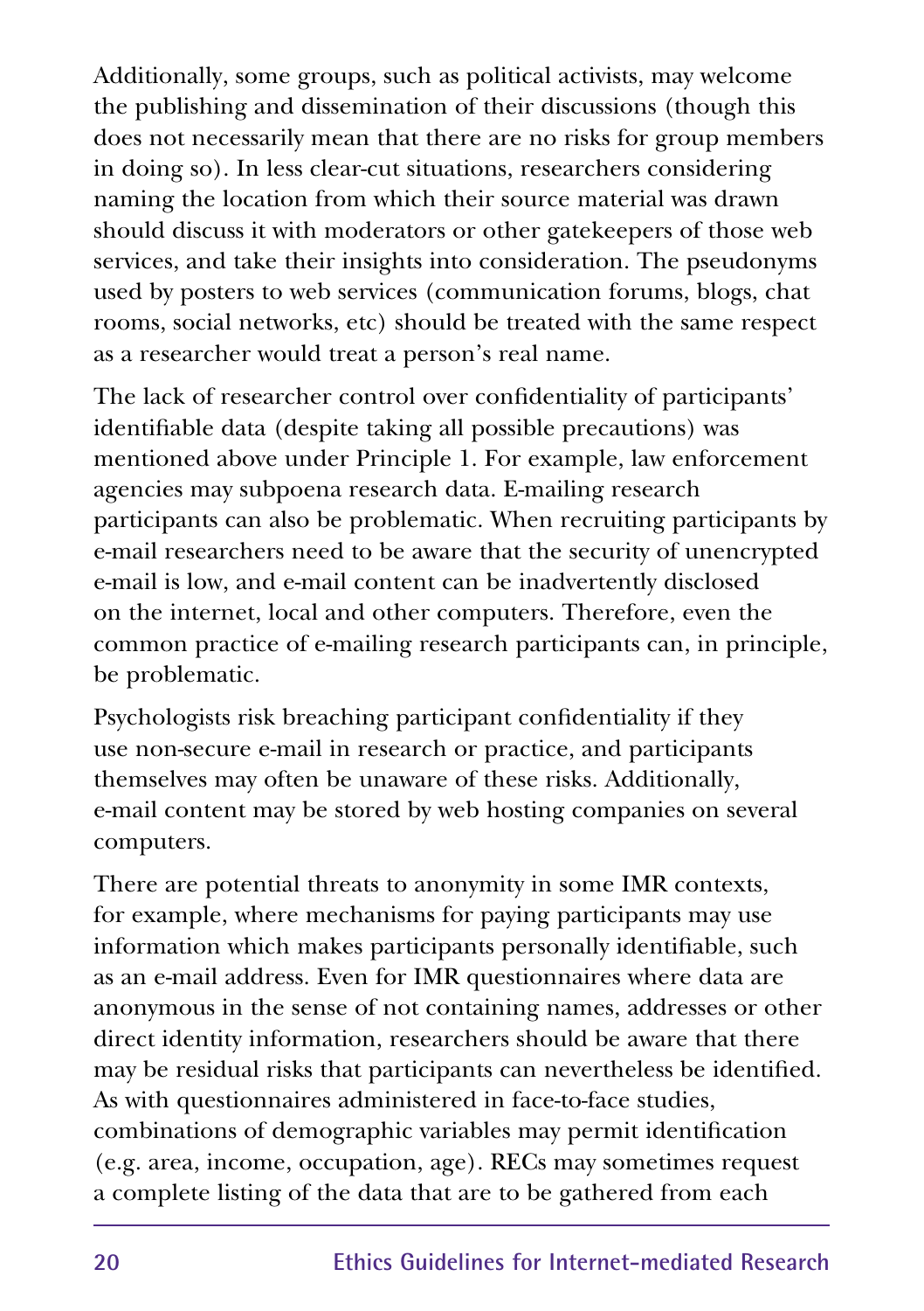Additionally, some groups, such as political activists, may welcome the publishing and dissemination of their discussions (though this does not necessarily mean that there are no risks for group members in doing so). In less clear-cut situations, researchers considering naming the location from which their source material was drawn should discuss it with moderators or other gatekeepers of those web services, and take their insights into consideration. The pseudonyms used by posters to web services (communication forums, blogs, chat rooms, social networks, etc) should be treated with the same respect as a researcher would treat a person's real name.

The lack of researcher control over confidentiality of participants' identifiable data (despite taking all possible precautions) was mentioned above under Principle 1. For example, law enforcement agencies may subpoena research data. E-mailing research participants can also be problematic. When recruiting participants by e-mail researchers need to be aware that the security of unencrypted e-mail is low, and e-mail content can be inadvertently disclosed on the internet, local and other computers. Therefore, even the common practice of e-mailing research participants can, in principle, be problematic.

Psychologists risk breaching participant confidentiality if they use non-secure e-mail in research or practice, and participants themselves may often be unaware of these risks. Additionally, e-mail content may be stored by web hosting companies on several computers.

There are potential threats to anonymity in some IMR contexts, for example, where mechanisms for paying participants may use information which makes participants personally identifiable, such as an e-mail address. Even for IMR questionnaires where data are anonymous in the sense of not containing names, addresses or other direct identity information, researchers should be aware that there may be residual risks that participants can nevertheless be identified. As with questionnaires administered in face-to-face studies, combinations of demographic variables may permit identification (e.g. area, income, occupation, age). RECs may sometimes request a complete listing of the data that are to be gathered from each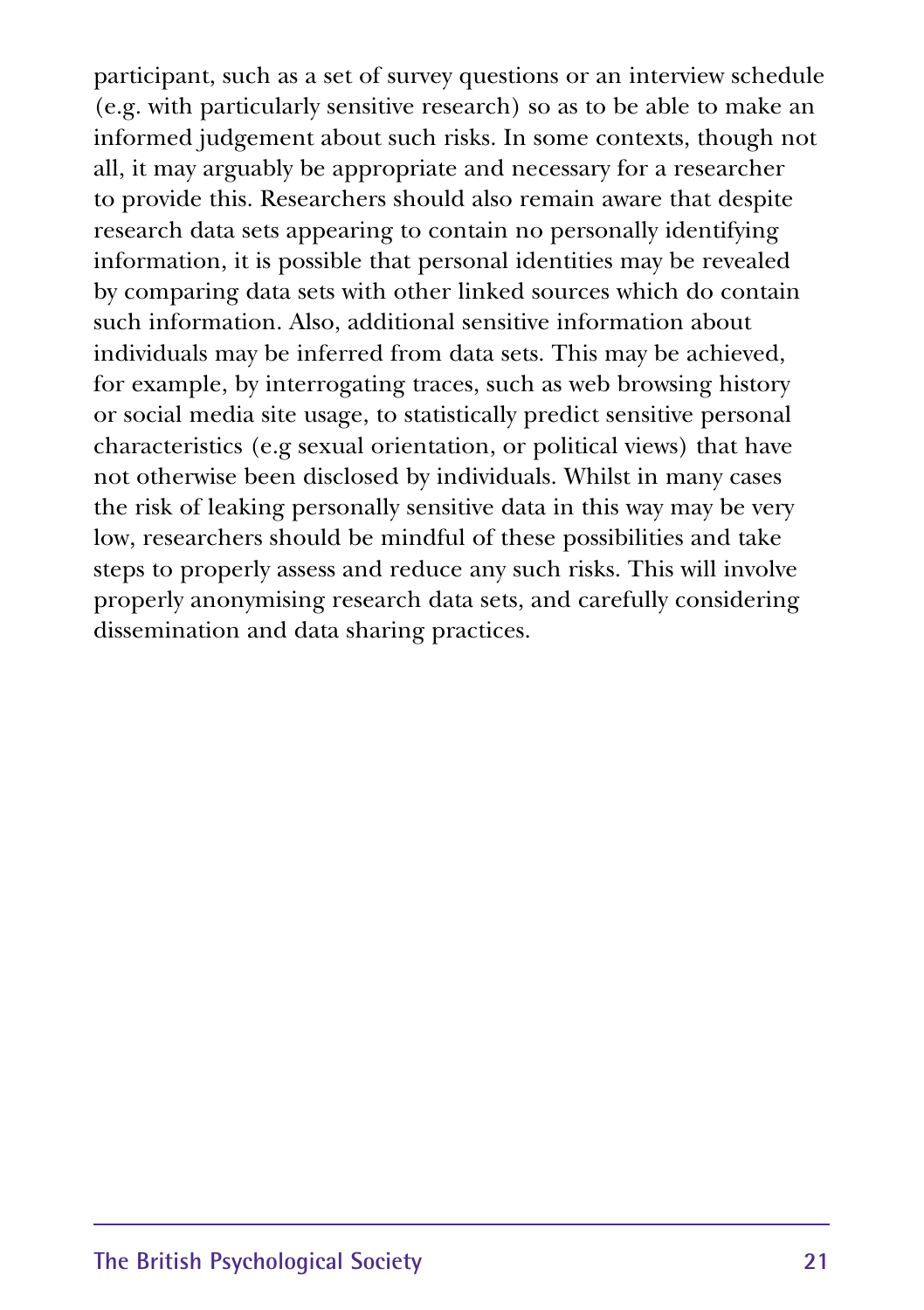participant, such as a set of survey questions or an interview schedule (e.g. with particularly sensitive research) so as to be able to make an informed judgement about such risks. In some contexts, though not all, it may arguably be appropriate and necessary for a researcher to provide this. Researchers should also remain aware that despite research data sets appearing to contain no personally identifying information, it is possible that personal identities may be revealed by comparing data sets with other linked sources which do contain such information. Also, additional sensitive information about individuals may be inferred from data sets. This may be achieved, for example, by interrogating traces, such as web browsing history or social media site usage, to statistically predict sensitive personal characteristics (e.g sexual orientation, or political views) that have not otherwise been disclosed by individuals. Whilst in many cases the risk of leaking personally sensitive data in this way may be very low, researchers should be mindful of these possibilities and take steps to properly assess and reduce any such risks. This will involve properly anonymising research data sets, and carefully considering dissemination and data sharing practices.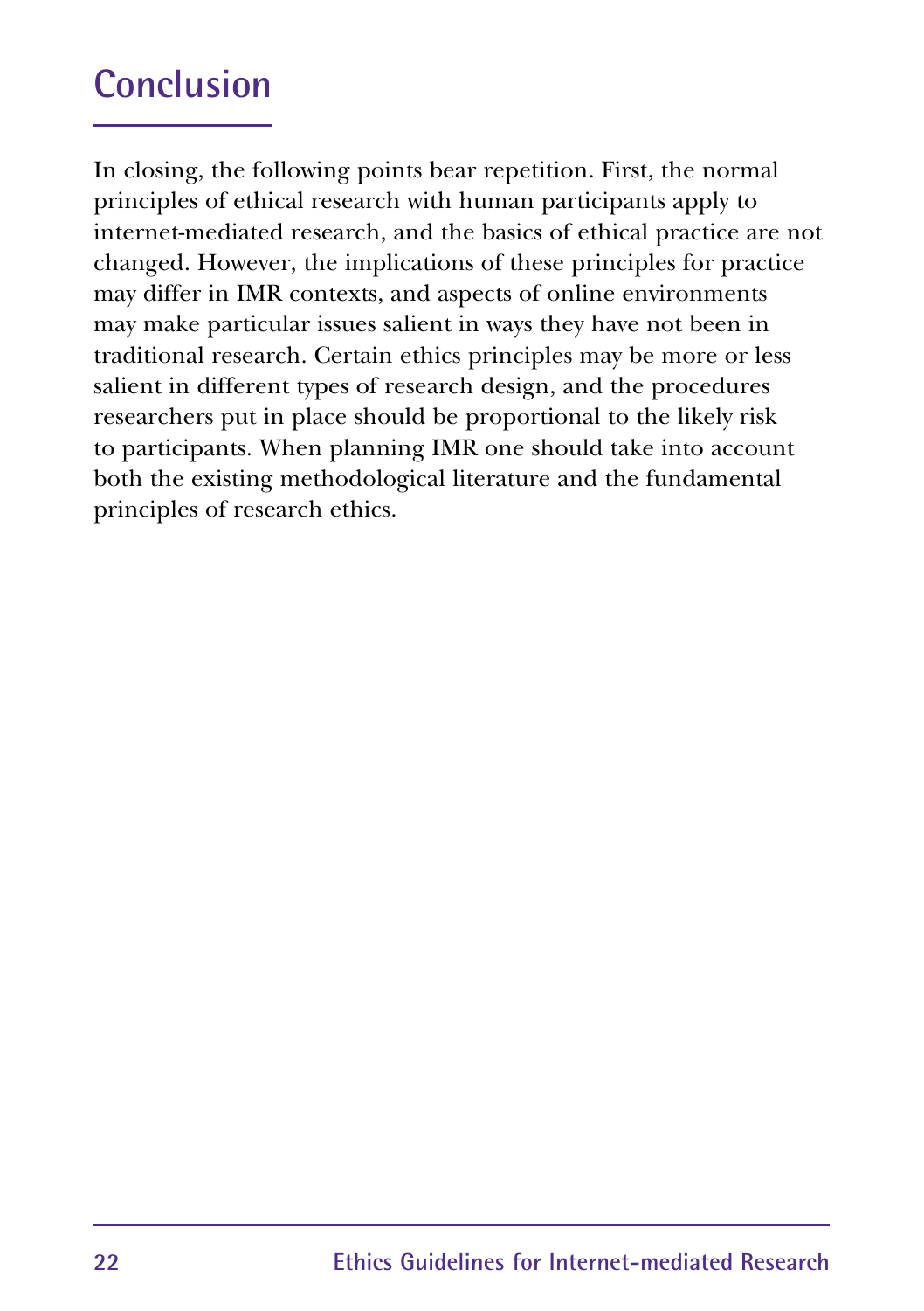# Conclusion

In closing, the following points bear repetition. First, the normal principles of ethical research with human participants apply to internet-mediated research, and the basics of ethical practice are not changed. However, the implications of these principles for practice may differ in IMR contexts, and aspects of online environments may make particular issues salient in ways they have not been in traditional research. Certain ethics principles may be more or less salient in different types of research design, and the procedures researchers put in place should be proportional to the likely risk to participants. When planning IMR one should take into account both the existing methodological literature and the fundamental principles of research ethics.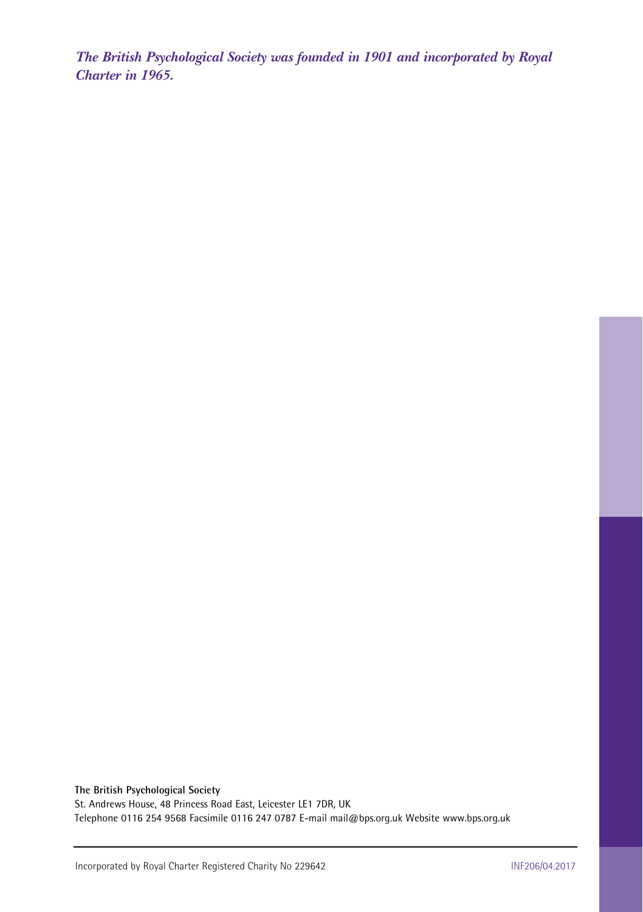***The British Psychological Society was founded in 1901 and incorporated by Royal Charter in 1965.***

**The British Psychological Society**
St. Andrews House, 48 Princess Road East, Leicester LE1 7DR, UK
Telephone 0116 254 9568 Facsimile 0116 247 0787 E-mail mail@bps.org.uk Website www.bps.org.uk

Incorporated by Royal Charter Registered Charity No 229642

INF206/04.2017